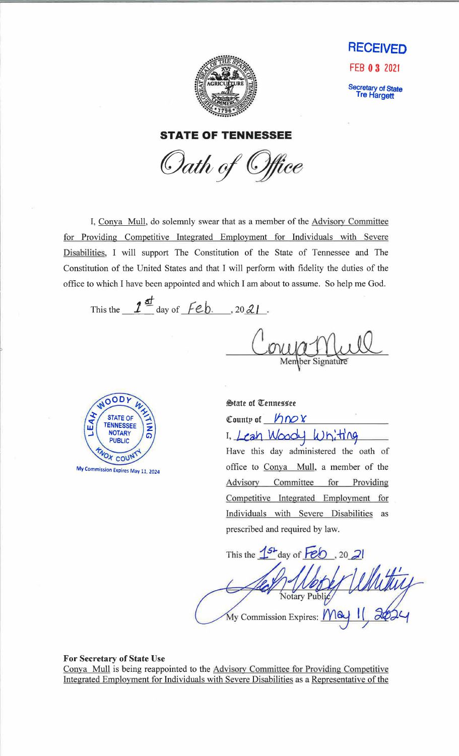**RECEIVED**

FEB 03 2021

Secretary of State
Tre Hargett

**STATE OF TENNESSEE**

# *Oath of Office*

I, Conya Mull, do solemnly swear that as a member of the Advisory Committee for Providing Competitive Integrated Employment for Individuals with Severe Disabilities, I will support The Constitution of the State of Tennessee and The Constitution of the United States and that I will perform with fidelity the duties of the office to which I have been appointed and which I am about to assume. So help me God.

This the 1st day of Feb., 2021.

Conya Mull
Member Signature

LEAH WOODY WHITING
STATE OF TENNESSEE
NOTARY PUBLIC
KNOX COUNTY
My Commission Expires May 11, 2024

State of Tennessee

County of Knox

I, Leah Woody Whiting

Have this day administered the oath of office to Conya Mull, a member of the Advisory Committee for Providing Competitive Integrated Employment for Individuals with Severe Disabilities as prescribed and required by law.

This the 1st day of Feb, 2021

Leah Woody Whiting
Notary Public

My Commission Expires: May 11, 2024

**For Secretary of State Use**

Conya Mull is being reappointed to the Advisory Committee for Providing Competitive Integrated Employment for Individuals with Severe Disabilities as a Representative of the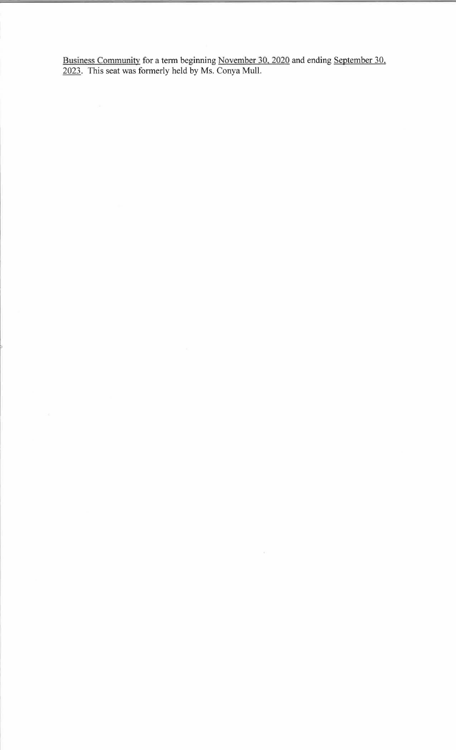Business Community for a term beginning November 30, 2020 and ending September 30, 2023. This seat was formerly held by Ms. Conya Mull.